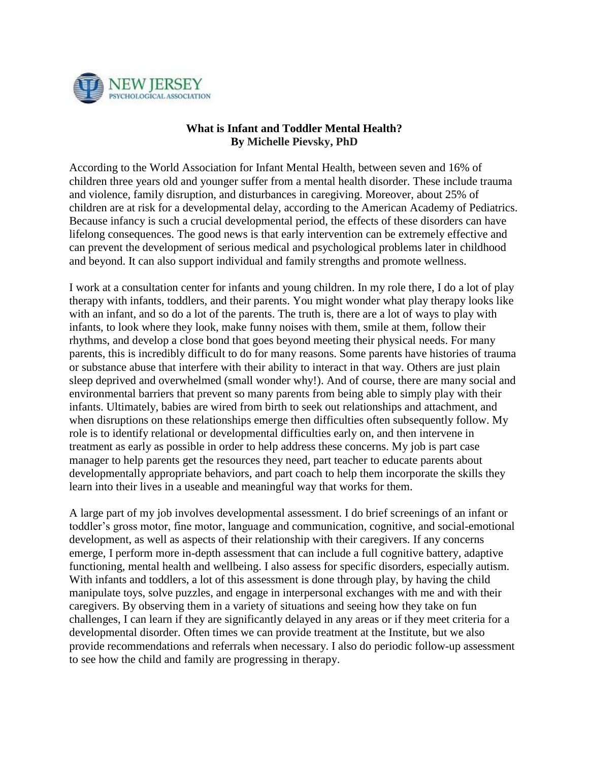NEW JERSEY PSYCHOLOGICAL ASSOCIATION

# What is Infant and Toddler Mental Health?

**By Michelle Pievsky, PhD**

According to the World Association for Infant Mental Health, between seven and 16% of children three years old and younger suffer from a mental health disorder. These include trauma and violence, family disruption, and disturbances in caregiving. Moreover, about 25% of children are at risk for a developmental delay, according to the American Academy of Pediatrics. Because infancy is such a crucial developmental period, the effects of these disorders can have lifelong consequences. The good news is that early intervention can be extremely effective and can prevent the development of serious medical and psychological problems later in childhood and beyond. It can also support individual and family strengths and promote wellness.

I work at a consultation center for infants and young children. In my role there, I do a lot of play therapy with infants, toddlers, and their parents. You might wonder what play therapy looks like with an infant, and so do a lot of the parents. The truth is, there are a lot of ways to play with infants, to look where they look, make funny noises with them, smile at them, follow their rhythms, and develop a close bond that goes beyond meeting their physical needs. For many parents, this is incredibly difficult to do for many reasons. Some parents have histories of trauma or substance abuse that interfere with their ability to interact in that way. Others are just plain sleep deprived and overwhelmed (small wonder why!). And of course, there are many social and environmental barriers that prevent so many parents from being able to simply play with their infants. Ultimately, babies are wired from birth to seek out relationships and attachment, and when disruptions on these relationships emerge then difficulties often subsequently follow. My role is to identify relational or developmental difficulties early on, and then intervene in treatment as early as possible in order to help address these concerns. My job is part case manager to help parents get the resources they need, part teacher to educate parents about developmentally appropriate behaviors, and part coach to help them incorporate the skills they learn into their lives in a useable and meaningful way that works for them.

A large part of my job involves developmental assessment. I do brief screenings of an infant or toddler's gross motor, fine motor, language and communication, cognitive, and social-emotional development, as well as aspects of their relationship with their caregivers. If any concerns emerge, I perform more in-depth assessment that can include a full cognitive battery, adaptive functioning, mental health and wellbeing. I also assess for specific disorders, especially autism. With infants and toddlers, a lot of this assessment is done through play, by having the child manipulate toys, solve puzzles, and engage in interpersonal exchanges with me and with their caregivers. By observing them in a variety of situations and seeing how they take on fun challenges, I can learn if they are significantly delayed in any areas or if they meet criteria for a developmental disorder. Often times we can provide treatment at the Institute, but we also provide recommendations and referrals when necessary. I also do periodic follow-up assessment to see how the child and family are progressing in therapy.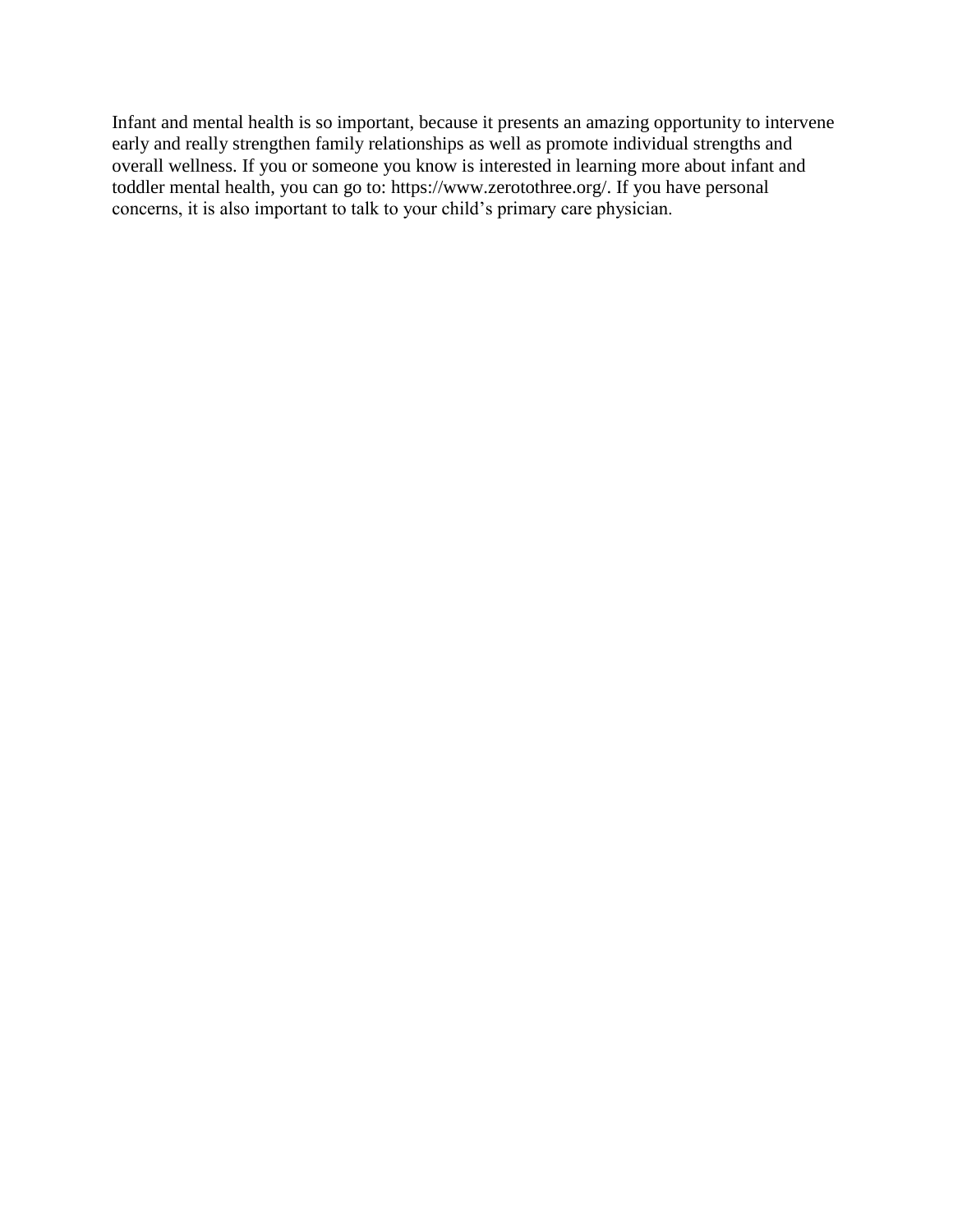Infant and mental health is so important, because it presents an amazing opportunity to intervene early and really strengthen family relationships as well as promote individual strengths and overall wellness. If you or someone you know is interested in learning more about infant and toddler mental health, you can go to: https://www.zerotothree.org/. If you have personal concerns, it is also important to talk to your child's primary care physician.